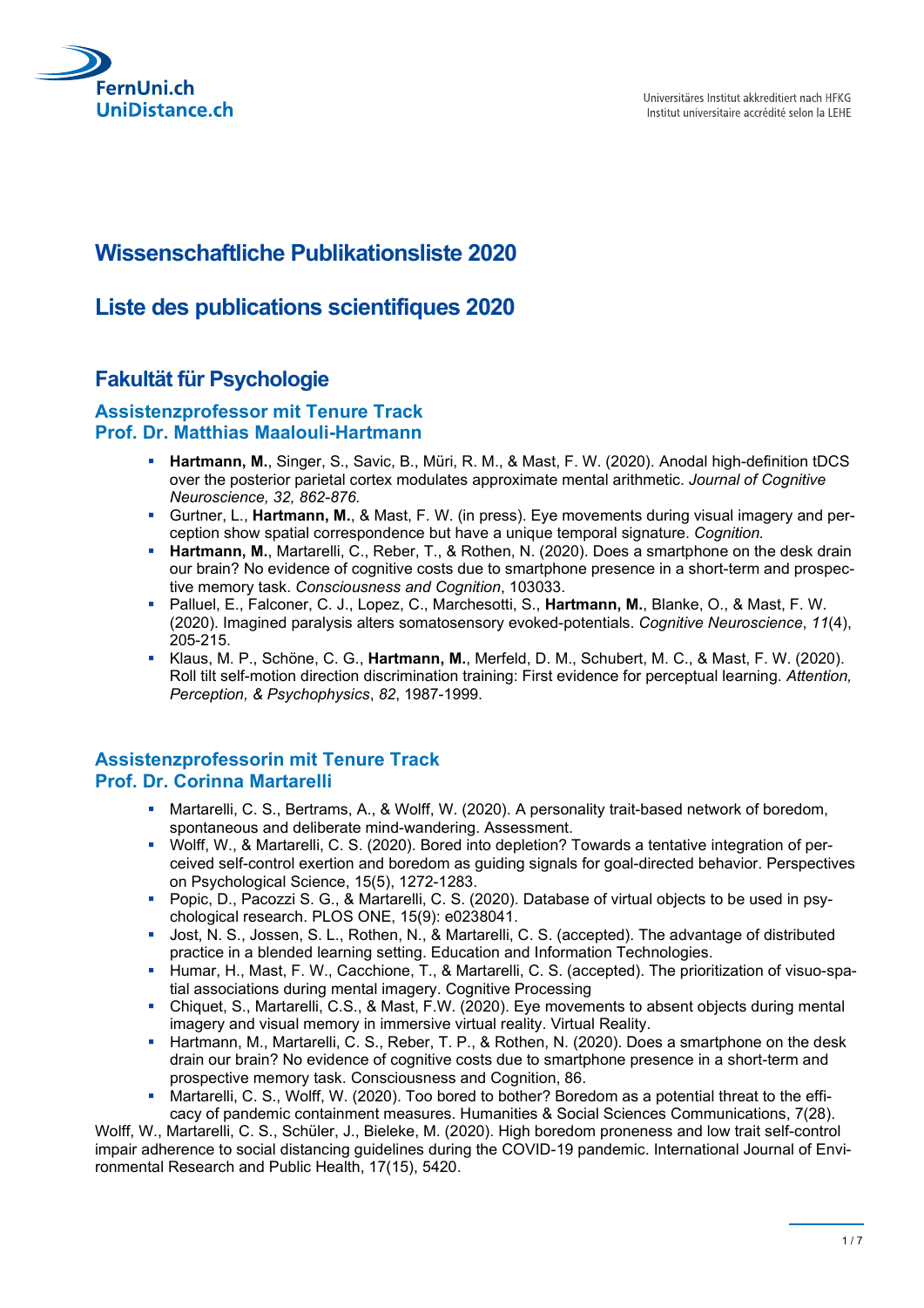FernUni.ch
UniDistance.ch

Universitäres Institut akkreditiert nach HFKG
Institut universitaire accrédité selon la LEHE

# Wissenschaftliche Publikationsliste 2020

# Liste des publications scientifiques 2020

## Fakultät für Psychologie

### Assistenzprofessor mit Tenure Track
### Prof. Dr. Matthias Maalouli-Hartmann

- **Hartmann, M.**, Singer, S., Savic, B., Müri, R. M., & Mast, F. W. (2020). Anodal high-definition tDCS over the posterior parietal cortex modulates approximate mental arithmetic. *Journal of Cognitive Neuroscience, 32, 862-876.*
- Gurtner, L., **Hartmann, M.**, & Mast, F. W. (in press). Eye movements during visual imagery and perception show spatial correspondence but have a unique temporal signature. *Cognition.*
- **Hartmann, M.**, Martarelli, C., Reber, T., & Rothen, N. (2020). Does a smartphone on the desk drain our brain? No evidence of cognitive costs due to smartphone presence in a short-term and prospective memory task. *Consciousness and Cognition*, 103033.
- Palluel, E., Falconer, C. J., Lopez, C., Marchesotti, S., **Hartmann, M.**, Blanke, O., & Mast, F. W. (2020). Imagined paralysis alters somatosensory evoked-potentials. *Cognitive Neuroscience*, *11*(4), 205-215.
- Klaus, M. P., Schöne, C. G., **Hartmann, M.**, Merfeld, D. M., Schubert, M. C., & Mast, F. W. (2020). Roll tilt self-motion direction discrimination training: First evidence for perceptual learning. *Attention, Perception, & Psychophysics*, *82*, 1987-1999.

### Assistenzprofessorin mit Tenure Track
### Prof. Dr. Corinna Martarelli

- Martarelli, C. S., Bertrams, A., & Wolff, W. (2020). A personality trait-based network of boredom, spontaneous and deliberate mind-wandering. Assessment.
- Wolff, W., & Martarelli, C. S. (2020). Bored into depletion? Towards a tentative integration of perceived self-control exertion and boredom as guiding signals for goal-directed behavior. Perspectives on Psychological Science, 15(5), 1272-1283.
- Popic, D., Pacozzi S. G., & Martarelli, C. S. (2020). Database of virtual objects to be used in psychological research. PLOS ONE, 15(9): e0238041.
- Jost, N. S., Jossen, S. L., Rothen, N., & Martarelli, C. S. (accepted). The advantage of distributed practice in a blended learning setting. Education and Information Technologies.
- Humar, H., Mast, F. W., Cacchione, T., & Martarelli, C. S. (accepted). The prioritization of visuo-spatial associations during mental imagery. Cognitive Processing
- Chiquet, S., Martarelli, C.S., & Mast, F.W. (2020). Eye movements to absent objects during mental imagery and visual memory in immersive virtual reality. Virtual Reality.
- Hartmann, M., Martarelli, C. S., Reber, T. P., & Rothen, N. (2020). Does a smartphone on the desk drain our brain? No evidence of cognitive costs due to smartphone presence in a short-term and prospective memory task. Consciousness and Cognition, 86.
- Martarelli, C. S., Wolff, W. (2020). Too bored to bother? Boredom as a potential threat to the efficacy of pandemic containment measures. Humanities & Social Sciences Communications, 7(28).

Wolff, W., Martarelli, C. S., Schüler, J., Bieleke, M. (2020). High boredom proneness and low trait self-control impair adherence to social distancing guidelines during the COVID-19 pandemic. International Journal of Environmental Research and Public Health, 17(15), 5420.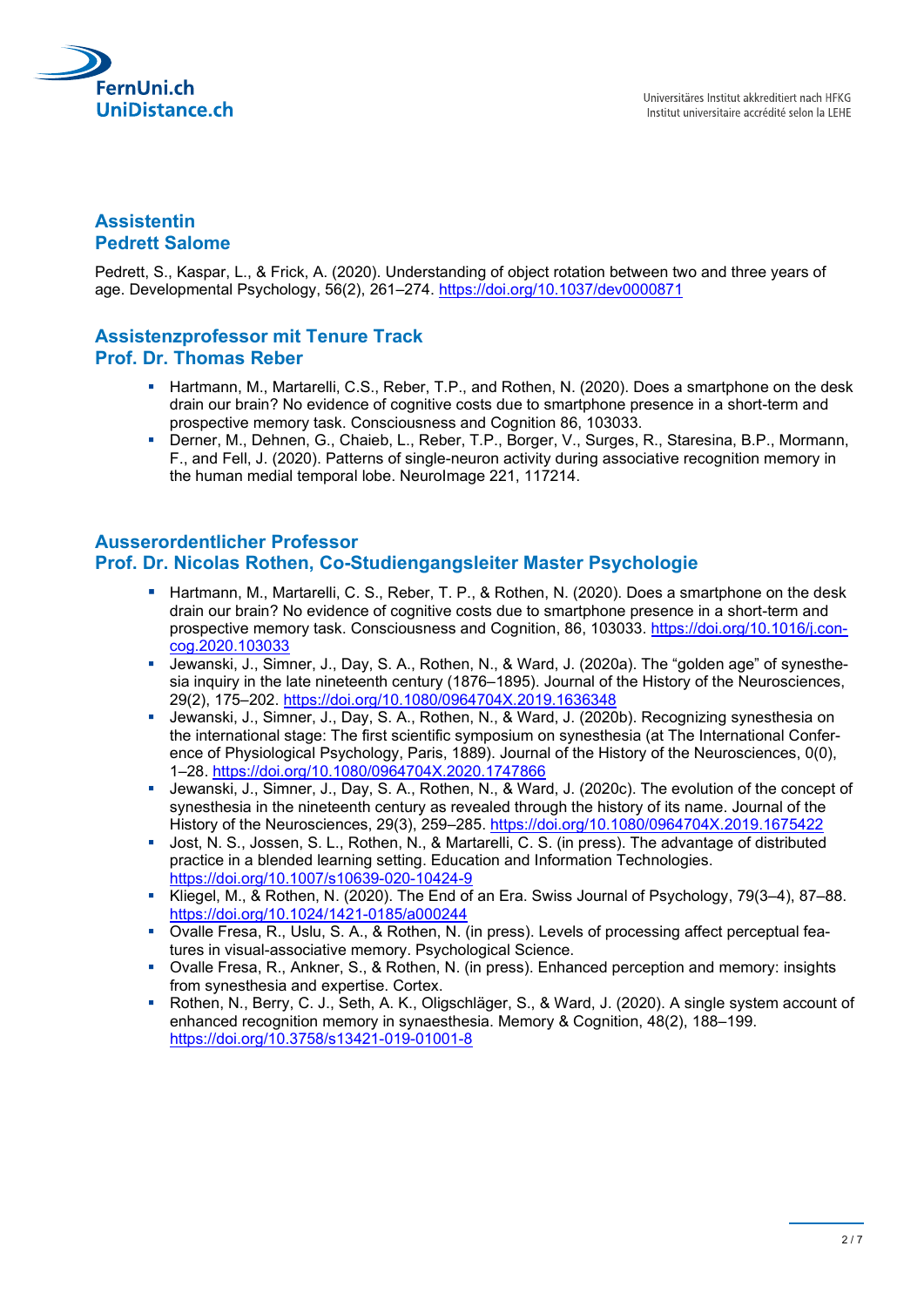## Assistentin
## Pedrett Salome

Pedrett, S., Kaspar, L., & Frick, A. (2020). Understanding of object rotation between two and three years of age. Developmental Psychology, 56(2), 261–274. https://doi.org/10.1037/dev0000871

## Assistenzprofessor mit Tenure Track
## Prof. Dr. Thomas Reber

- Hartmann, M., Martarelli, C.S., Reber, T.P., and Rothen, N. (2020). Does a smartphone on the desk drain our brain? No evidence of cognitive costs due to smartphone presence in a short-term and prospective memory task. Consciousness and Cognition 86, 103033.
- Derner, M., Dehnen, G., Chaieb, L., Reber, T.P., Borger, V., Surges, R., Staresina, B.P., Mormann, F., and Fell, J. (2020). Patterns of single-neuron activity during associative recognition memory in the human medial temporal lobe. NeuroImage 221, 117214.

## Ausserordentlicher Professor
## Prof. Dr. Nicolas Rothen, Co-Studiengangsleiter Master Psychologie

- Hartmann, M., Martarelli, C. S., Reber, T. P., & Rothen, N. (2020). Does a smartphone on the desk drain our brain? No evidence of cognitive costs due to smartphone presence in a short-term and prospective memory task. Consciousness and Cognition, 86, 103033. https://doi.org/10.1016/j.concog.2020.103033
- Jewanski, J., Simner, J., Day, S. A., Rothen, N., & Ward, J. (2020a). The "golden age" of synesthesia inquiry in the late nineteenth century (1876–1895). Journal of the History of the Neurosciences, 29(2), 175–202. https://doi.org/10.1080/0964704X.2019.1636348
- Jewanski, J., Simner, J., Day, S. A., Rothen, N., & Ward, J. (2020b). Recognizing synesthesia on the international stage: The first scientific symposium on synesthesia (at The International Conference of Physiological Psychology, Paris, 1889). Journal of the History of the Neurosciences, 0(0), 1–28. https://doi.org/10.1080/0964704X.2020.1747866
- Jewanski, J., Simner, J., Day, S. A., Rothen, N., & Ward, J. (2020c). The evolution of the concept of synesthesia in the nineteenth century as revealed through the history of its name. Journal of the History of the Neurosciences, 29(3), 259–285. https://doi.org/10.1080/0964704X.2019.1675422
- Jost, N. S., Jossen, S. L., Rothen, N., & Martarelli, C. S. (in press). The advantage of distributed practice in a blended learning setting. Education and Information Technologies. https://doi.org/10.1007/s10639-020-10424-9
- Kliegel, M., & Rothen, N. (2020). The End of an Era. Swiss Journal of Psychology, 79(3–4), 87–88. https://doi.org/10.1024/1421-0185/a000244
- Ovalle Fresa, R., Uslu, S. A., & Rothen, N. (in press). Levels of processing affect perceptual features in visual-associative memory. Psychological Science.
- Ovalle Fresa, R., Ankner, S., & Rothen, N. (in press). Enhanced perception and memory: insights from synesthesia and expertise. Cortex.
- Rothen, N., Berry, C. J., Seth, A. K., Oligschläger, S., & Ward, J. (2020). A single system account of enhanced recognition memory in synaesthesia. Memory & Cognition, 48(2), 188–199. https://doi.org/10.3758/s13421-019-01001-8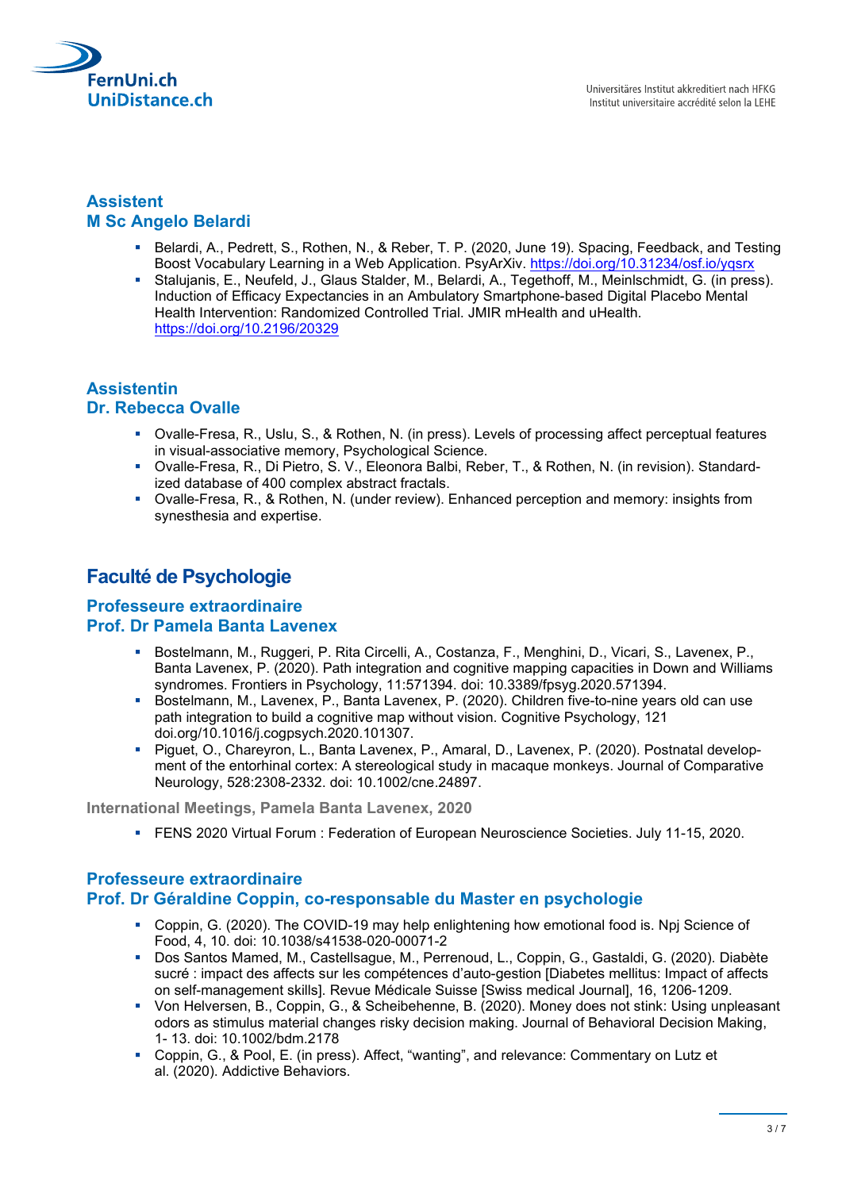### Assistent
### M Sc Angelo Belardi

- Belardi, A., Pedrett, S., Rothen, N., & Reber, T. P. (2020, June 19). Spacing, Feedback, and Testing Boost Vocabulary Learning in a Web Application. PsyArXiv. https://doi.org/10.31234/osf.io/yqsrx
- Stalujanis, E., Neufeld, J., Glaus Stalder, M., Belardi, A., Tegethoff, M., Meinlschmidt, G. (in press). Induction of Efficacy Expectancies in an Ambulatory Smartphone-based Digital Placebo Mental Health Intervention: Randomized Controlled Trial. JMIR mHealth and uHealth. https://doi.org/10.2196/20329

### Assistentin
### Dr. Rebecca Ovalle

- Ovalle-Fresa, R., Uslu, S., & Rothen, N. (in press). Levels of processing affect perceptual features in visual-associative memory, Psychological Science.
- Ovalle-Fresa, R., Di Pietro, S. V., Eleonora Balbi, Reber, T., & Rothen, N. (in revision). Standardized database of 400 complex abstract fractals.
- Ovalle-Fresa, R., & Rothen, N. (under review). Enhanced perception and memory: insights from synesthesia and expertise.

## Faculté de Psychologie

### Professeure extraordinaire
### Prof. Dr Pamela Banta Lavenex

- Bostelmann, M., Ruggeri, P. Rita Circelli, A., Costanza, F., Menghini, D., Vicari, S., Lavenex, P., Banta Lavenex, P. (2020). Path integration and cognitive mapping capacities in Down and Williams syndromes. Frontiers in Psychology, 11:571394. doi: 10.3389/fpsyg.2020.571394.
- Bostelmann, M., Lavenex, P., Banta Lavenex, P. (2020). Children five-to-nine years old can use path integration to build a cognitive map without vision. Cognitive Psychology, 121 doi.org/10.1016/j.cogpsych.2020.101307.
- Piguet, O., Chareyron, L., Banta Lavenex, P., Amaral, D., Lavenex, P. (2020). Postnatal development of the entorhinal cortex: A stereological study in macaque monkeys. Journal of Comparative Neurology, 528:2308-2332. doi: 10.1002/cne.24897.

#### International Meetings, Pamela Banta Lavenex, 2020

- FENS 2020 Virtual Forum : Federation of European Neuroscience Societies. July 11-15, 2020.

### Professeure extraordinaire
### Prof. Dr Géraldine Coppin, co-responsable du Master en psychologie

- Coppin, G. (2020). The COVID-19 may help enlightening how emotional food is. Npj Science of Food, 4, 10. doi: 10.1038/s41538-020-00071-2
- Dos Santos Mamed, M., Castellsague, M., Perrenoud, L., Coppin, G., Gastaldi, G. (2020). Diabète sucré : impact des affects sur les compétences d'auto-gestion [Diabetes mellitus: Impact of affects on self-management skills]. Revue Médicale Suisse [Swiss medical Journal], 16, 1206-1209.
- Von Helversen, B., Coppin, G., & Scheibehenne, B. (2020). Money does not stink: Using unpleasant odors as stimulus material changes risky decision making. Journal of Behavioral Decision Making, 1- 13. doi: 10.1002/bdm.2178
- Coppin, G., & Pool, E. (in press). Affect, "wanting", and relevance: Commentary on Lutz et al. (2020). Addictive Behaviors.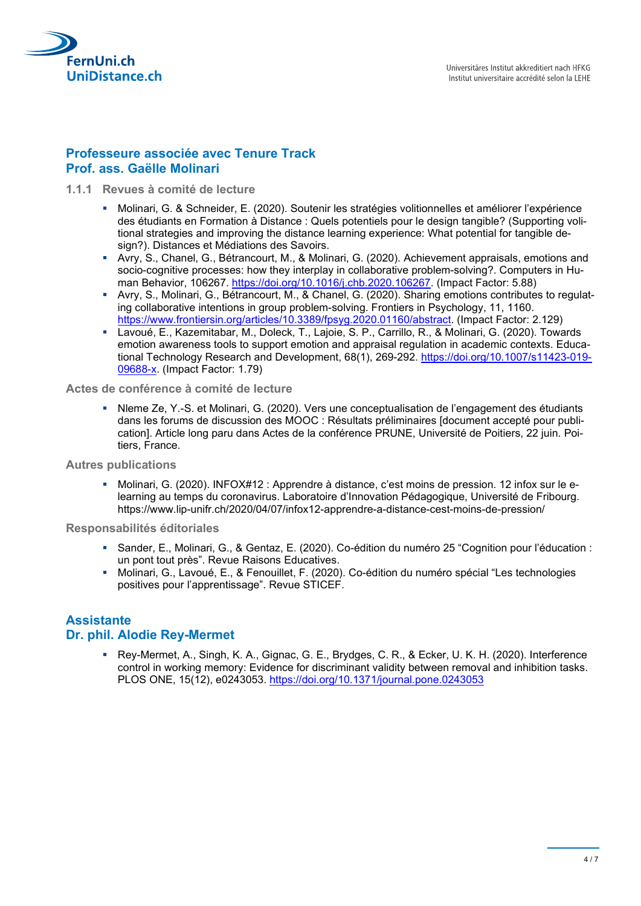## Professeure associée avec Tenure Track
## Prof. ass. Gaëlle Molinari

### 1.1.1 Revues à comité de lecture

- Molinari, G. & Schneider, E. (2020). Soutenir les stratégies volitionnelles et améliorer l'expérience des étudiants en Formation à Distance : Quels potentiels pour le design tangible? (Supporting volitional strategies and improving the distance learning experience: What potential for tangible design?). Distances et Médiations des Savoirs.
- Avry, S., Chanel, G., Bétrancourt, M., & Molinari, G. (2020). Achievement appraisals, emotions and socio-cognitive processes: how they interplay in collaborative problem-solving?. Computers in Human Behavior, 106267. https://doi.org/10.1016/j.chb.2020.106267. (Impact Factor: 5.88)
- Avry, S., Molinari, G., Bétrancourt, M., & Chanel, G. (2020). Sharing emotions contributes to regulating collaborative intentions in group problem-solving. Frontiers in Psychology, 11, 1160. https://www.frontiersin.org/articles/10.3389/fpsyg.2020.01160/abstract. (Impact Factor: 2.129)
- Lavoué, E., Kazemitabar, M., Doleck, T., Lajoie, S. P., Carrillo, R., & Molinari, G. (2020). Towards emotion awareness tools to support emotion and appraisal regulation in academic contexts. Educational Technology Research and Development, 68(1), 269-292. https://doi.org/10.1007/s11423-019-09688-x. (Impact Factor: 1.79)

### Actes de conférence à comité de lecture

- Nleme Ze, Y.-S. et Molinari, G. (2020). Vers une conceptualisation de l'engagement des étudiants dans les forums de discussion des MOOC : Résultats préliminaires [document accepté pour publication]. Article long paru dans Actes de la conférence PRUNE, Université de Poitiers, 22 juin. Poitiers, France.

### Autres publications

- Molinari, G. (2020). INFOX#12 : Apprendre à distance, c'est moins de pression. 12 infox sur le e-learning au temps du coronavirus. Laboratoire d'Innovation Pédagogique, Université de Fribourg. https://www.lip-unifr.ch/2020/04/07/infox12-apprendre-a-distance-cest-moins-de-pression/

### Responsabilités éditoriales

- Sander, E., Molinari, G., & Gentaz, E. (2020). Co-édition du numéro 25 "Cognition pour l'éducation : un pont tout près". Revue Raisons Educatives.
- Molinari, G., Lavoué, E., & Fenouillet, F. (2020). Co-édition du numéro spécial "Les technologies positives pour l'apprentissage". Revue STICEF.

## Assistante
## Dr. phil. Alodie Rey-Mermet

- Rey-Mermet, A., Singh, K. A., Gignac, G. E., Brydges, C. R., & Ecker, U. K. H. (2020). Interference control in working memory: Evidence for discriminant validity between removal and inhibition tasks. PLOS ONE, 15(12), e0243053. https://doi.org/10.1371/journal.pone.0243053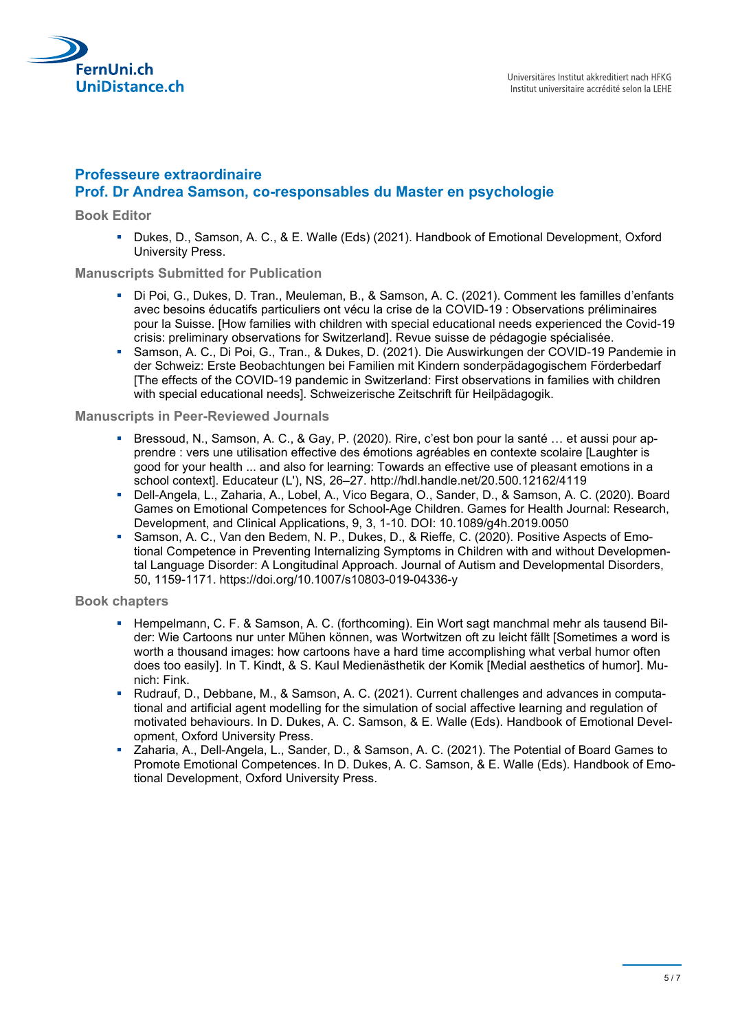## Professeure extraordinaire
## Prof. Dr Andrea Samson, co-responsables du Master en psychologie

### Book Editor

- Dukes, D., Samson, A. C., & E. Walle (Eds) (2021). Handbook of Emotional Development, Oxford University Press.

### Manuscripts Submitted for Publication

- Di Poi, G., Dukes, D. Tran., Meuleman, B., & Samson, A. C. (2021). Comment les familles d'enfants avec besoins éducatifs particuliers ont vécu la crise de la COVID-19 : Observations préliminaires pour la Suisse. [How families with children with special educational needs experienced the Covid-19 crisis: preliminary observations for Switzerland]. Revue suisse de pédagogie spécialisée.
- Samson, A. C., Di Poi, G., Tran., & Dukes, D. (2021). Die Auswirkungen der COVID-19 Pandemie in der Schweiz: Erste Beobachtungen bei Familien mit Kindern sonderpädagogischem Förderbedarf [The effects of the COVID-19 pandemic in Switzerland: First observations in families with children with special educational needs]. Schweizerische Zeitschrift für Heilpädagogik.

### Manuscripts in Peer-Reviewed Journals

- Bressoud, N., Samson, A. C., & Gay, P. (2020). Rire, c'est bon pour la santé … et aussi pour apprendre : vers une utilisation effective des émotions agréables en contexte scolaire [Laughter is good for your health ... and also for learning: Towards an effective use of pleasant emotions in a school context]. Educateur (L'), NS, 26–27. http://hdl.handle.net/20.500.12162/4119
- Dell-Angela, L., Zaharia, A., Lobel, A., Vico Begara, O., Sander, D., & Samson, A. C. (2020). Board Games on Emotional Competences for School-Age Children. Games for Health Journal: Research, Development, and Clinical Applications, 9, 3, 1-10. DOI: 10.1089/g4h.2019.0050
- Samson, A. C., Van den Bedem, N. P., Dukes, D., & Rieffe, C. (2020). Positive Aspects of Emotional Competence in Preventing Internalizing Symptoms in Children with and without Developmental Language Disorder: A Longitudinal Approach. Journal of Autism and Developmental Disorders, 50, 1159-1171. https://doi.org/10.1007/s10803-019-04336-y

### Book chapters

- Hempelmann, C. F. & Samson, A. C. (forthcoming). Ein Wort sagt manchmal mehr als tausend Bilder: Wie Cartoons nur unter Mühen können, was Wortwitzen oft zu leicht fällt [Sometimes a word is worth a thousand images: how cartoons have a hard time accomplishing what verbal humor often does too easily]. In T. Kindt, & S. Kaul Medienästhetik der Komik [Medial aesthetics of humor]. Munich: Fink.
- Rudrauf, D., Debbane, M., & Samson, A. C. (2021). Current challenges and advances in computational and artificial agent modelling for the simulation of social affective learning and regulation of motivated behaviours. In D. Dukes, A. C. Samson, & E. Walle (Eds). Handbook of Emotional Development, Oxford University Press.
- Zaharia, A., Dell-Angela, L., Sander, D., & Samson, A. C. (2021). The Potential of Board Games to Promote Emotional Competences. In D. Dukes, A. C. Samson, & E. Walle (Eds). Handbook of Emotional Development, Oxford University Press.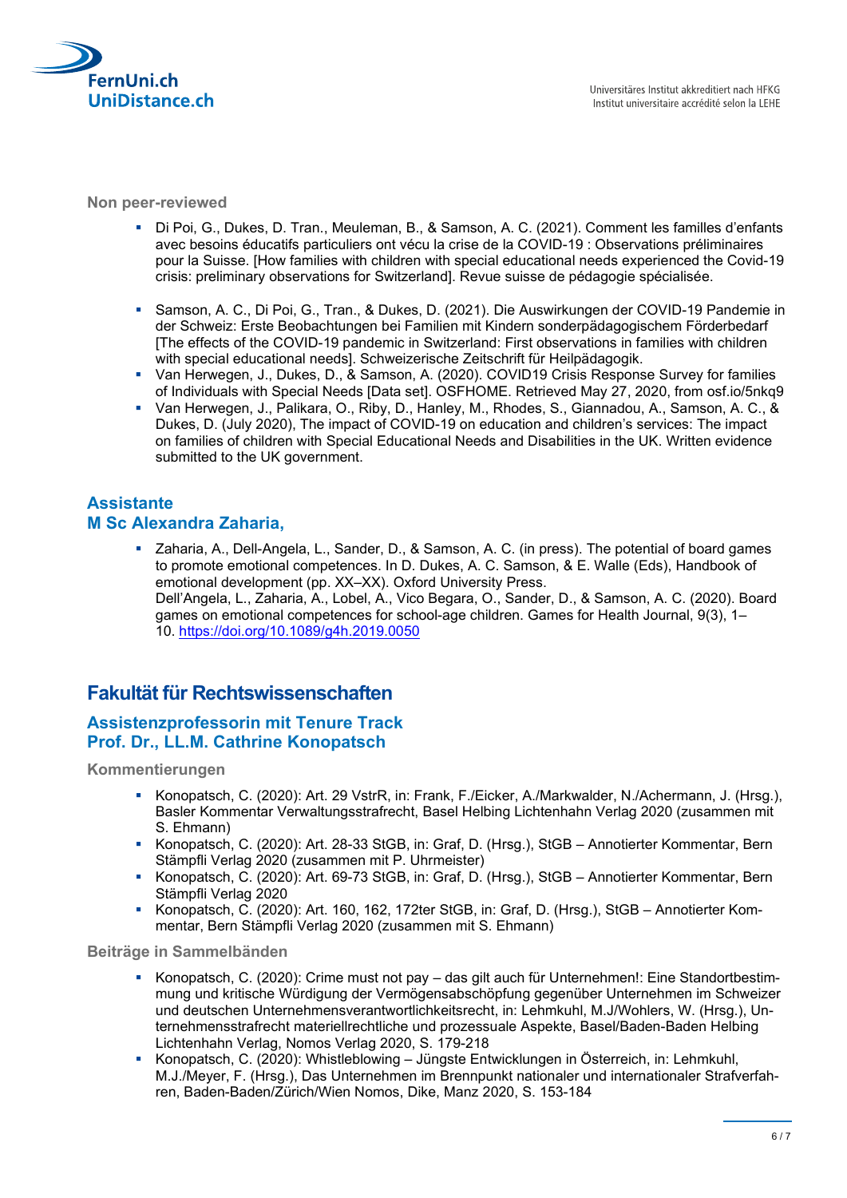**Non peer-reviewed**

- Di Poi, G., Dukes, D. Tran., Meuleman, B., & Samson, A. C. (2021). Comment les familles d'enfants avec besoins éducatifs particuliers ont vécu la crise de la COVID-19 : Observations préliminaires pour la Suisse. [How families with children with special educational needs experienced the Covid-19 crisis: preliminary observations for Switzerland]. Revue suisse de pédagogie spécialisée.
- Samson, A. C., Di Poi, G., Tran., & Dukes, D. (2021). Die Auswirkungen der COVID-19 Pandemie in der Schweiz: Erste Beobachtungen bei Familien mit Kindern sonderpädagogischem Förderbedarf [The effects of the COVID-19 pandemic in Switzerland: First observations in families with children with special educational needs]. Schweizerische Zeitschrift für Heilpädagogik.
- Van Herwegen, J., Dukes, D., & Samson, A. (2020). COVID19 Crisis Response Survey for families of Individuals with Special Needs [Data set]. OSFHOME. Retrieved May 27, 2020, from osf.io/5nkq9
- Van Herwegen, J., Palikara, O., Riby, D., Hanley, M., Rhodes, S., Giannadou, A., Samson, A. C., & Dukes, D. (July 2020), The impact of COVID-19 on education and children's services: The impact on families of children with Special Educational Needs and Disabilities in the UK. Written evidence submitted to the UK government.

### Assistante
### M Sc Alexandra Zaharia,

- Zaharia, A., Dell-Angela, L., Sander, D., & Samson, A. C. (in press). The potential of board games to promote emotional competences. In D. Dukes, A. C. Samson, & E. Walle (Eds), Handbook of emotional development (pp. XX–XX). Oxford University Press.
  Dell'Angela, L., Zaharia, A., Lobel, A., Vico Begara, O., Sander, D., & Samson, A. C. (2020). Board games on emotional competences for school-age children. Games for Health Journal, 9(3), 1–10. https://doi.org/10.1089/g4h.2019.0050

## Fakultät für Rechtswissenschaften

### Assistenzprofessorin mit Tenure Track
### Prof. Dr., LL.M. Cathrine Konopatsch

**Kommentierungen**

- Konopatsch, C. (2020): Art. 29 VstrR, in: Frank, F./Eicker, A./Markwalder, N./Achermann, J. (Hrsg.), Basler Kommentar Verwaltungsstrafrecht, Basel Helbing Lichtenhahn Verlag 2020 (zusammen mit S. Ehmann)
- Konopatsch, C. (2020): Art. 28-33 StGB, in: Graf, D. (Hrsg.), StGB – Annotierter Kommentar, Bern Stämpfli Verlag 2020 (zusammen mit P. Uhrmeister)
- Konopatsch, C. (2020): Art. 69-73 StGB, in: Graf, D. (Hrsg.), StGB – Annotierter Kommentar, Bern Stämpfli Verlag 2020
- Konopatsch, C. (2020): Art. 160, 162, 172ter StGB, in: Graf, D. (Hrsg.), StGB – Annotierter Kommentar, Bern Stämpfli Verlag 2020 (zusammen mit S. Ehmann)

**Beiträge in Sammelbänden**

- Konopatsch, C. (2020): Crime must not pay – das gilt auch für Unternehmen!: Eine Standortbestimmung und kritische Würdigung der Vermögensabschöpfung gegenüber Unternehmen im Schweizer und deutschen Unternehmensverantwortlichkeitsrecht, in: Lehmkuhl, M.J/Wohlers, W. (Hrsg.), Unternehmensstrafrecht materiellrechtliche und prozessuale Aspekte, Basel/Baden-Baden Helbing Lichtenhahn Verlag, Nomos Verlag 2020, S. 179-218
- Konopatsch, C. (2020): Whistleblowing – Jüngste Entwicklungen in Österreich, in: Lehmkuhl, M.J./Meyer, F. (Hrsg.), Das Unternehmen im Brennpunkt nationaler und internationaler Strafverfahren, Baden-Baden/Zürich/Wien Nomos, Dike, Manz 2020, S. 153-184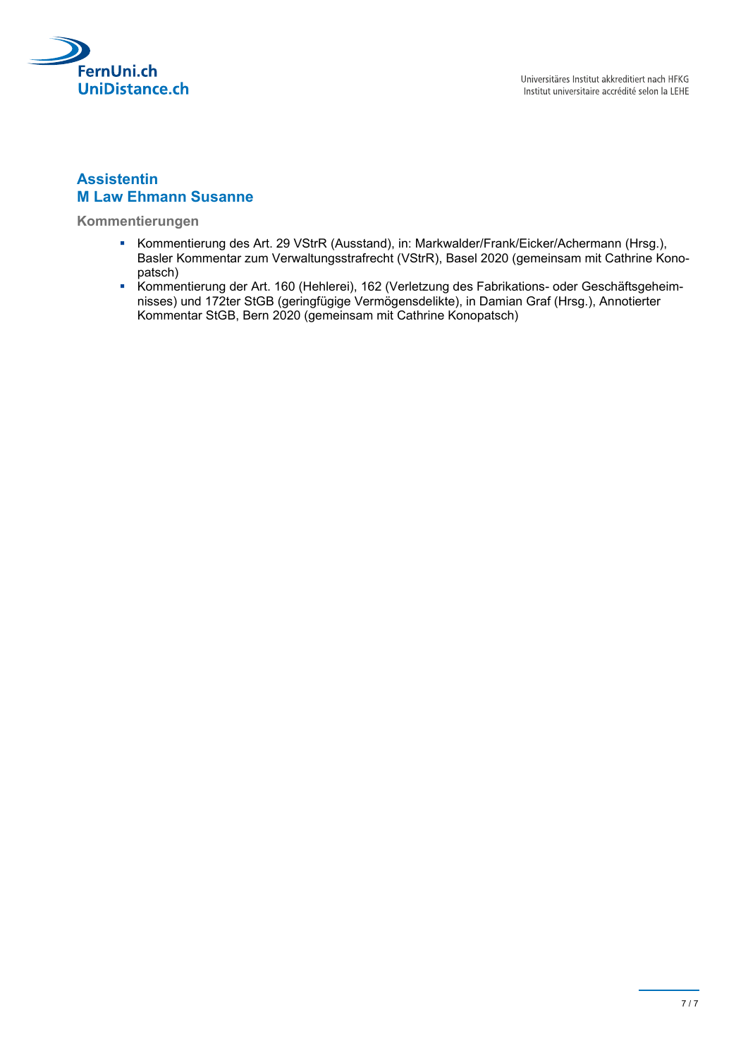## Assistentin
## M Law Ehmann Susanne

### Kommentierungen

- Kommentierung des Art. 29 VStrR (Ausstand), in: Markwalder/Frank/Eicker/Achermann (Hrsg.), Basler Kommentar zum Verwaltungsstrafrecht (VStrR), Basel 2020 (gemeinsam mit Cathrine Konopatsch)
- Kommentierung der Art. 160 (Hehlerei), 162 (Verletzung des Fabrikations- oder Geschäftsgeheimnisses) und 172ter StGB (geringfügige Vermögensdelikte), in Damian Graf (Hrsg.), Annotierter Kommentar StGB, Bern 2020 (gemeinsam mit Cathrine Konopatsch)